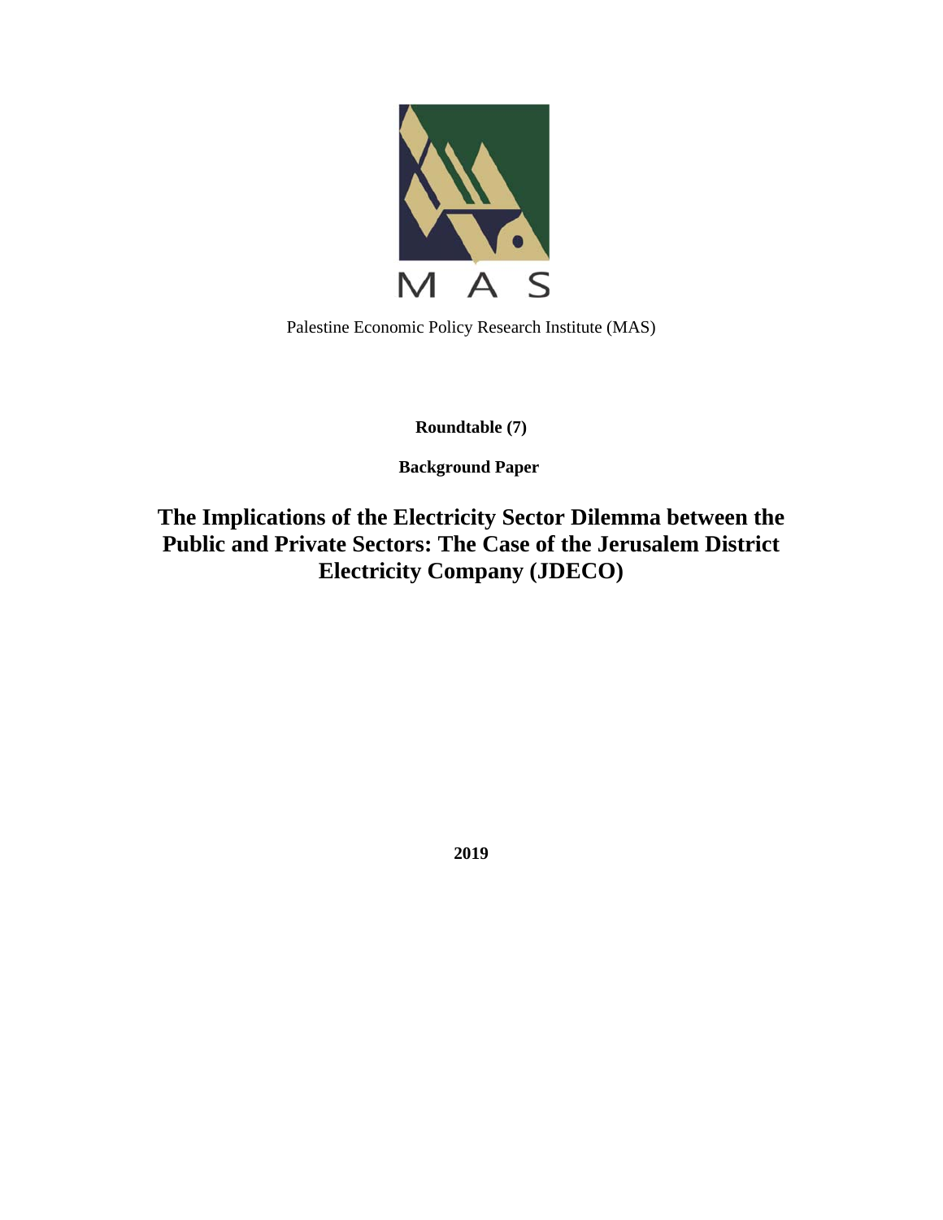MAS

Palestine Economic Policy Research Institute (MAS)

**Roundtable (7)**

**Background Paper**

# The Implications of the Electricity Sector Dilemma between the Public and Private Sectors: The Case of the Jerusalem District Electricity Company (JDECO)

**2019**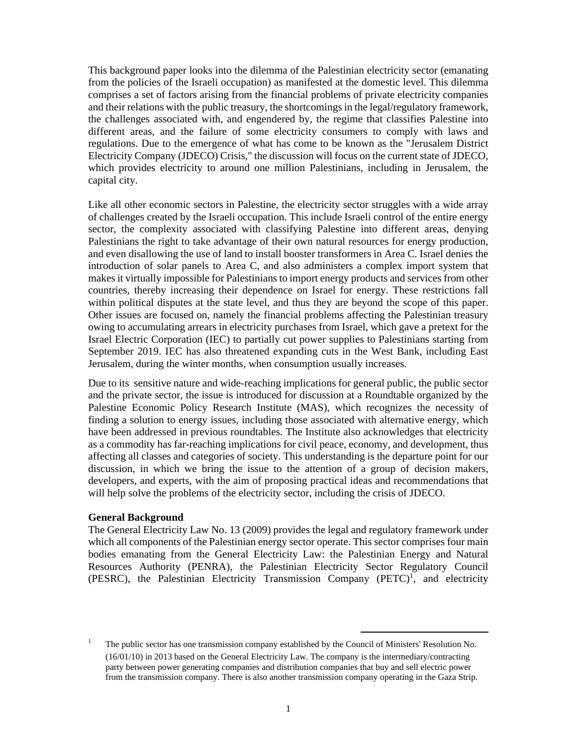This background paper looks into the dilemma of the Palestinian electricity sector (emanating from the policies of the Israeli occupation) as manifested at the domestic level. This dilemma comprises a set of factors arising from the financial problems of private electricity companies and their relations with the public treasury, the shortcomings in the legal/regulatory framework, the challenges associated with, and engendered by, the regime that classifies Palestine into different areas, and the failure of some electricity consumers to comply with laws and regulations. Due to the emergence of what has come to be known as the "Jerusalem District Electricity Company (JDECO) Crisis," the discussion will focus on the current state of JDECO, which provides electricity to around one million Palestinians, including in Jerusalem, the capital city.

Like all other economic sectors in Palestine, the electricity sector struggles with a wide array of challenges created by the Israeli occupation. This include Israeli control of the entire energy sector, the complexity associated with classifying Palestine into different areas, denying Palestinians the right to take advantage of their own natural resources for energy production, and even disallowing the use of land to install booster transformers in Area C. Israel denies the introduction of solar panels to Area C, and also administers a complex import system that makes it virtually impossible for Palestinians to import energy products and services from other countries, thereby increasing their dependence on Israel for energy. These restrictions fall within political disputes at the state level, and thus they are beyond the scope of this paper. Other issues are focused on, namely the financial problems affecting the Palestinian treasury owing to accumulating arrears in electricity purchases from Israel, which gave a pretext for the Israel Electric Corporation (IEC) to partially cut power supplies to Palestinians starting from September 2019. IEC has also threatened expanding cuts in the West Bank, including East Jerusalem, during the winter months, when consumption usually increases.

Due to its sensitive nature and wide-reaching implications for general public, the public sector and the private sector, the issue is introduced for discussion at a Roundtable organized by the Palestine Economic Policy Research Institute (MAS), which recognizes the necessity of finding a solution to energy issues, including those associated with alternative energy, which have been addressed in previous roundtables. The Institute also acknowledges that electricity as a commodity has far-reaching implications for civil peace, economy, and development, thus affecting all classes and categories of society. This understanding is the departure point for our discussion, in which we bring the issue to the attention of a group of decision makers, developers, and experts, with the aim of proposing practical ideas and recommendations that will help solve the problems of the electricity sector, including the crisis of JDECO.

**General Background**

The General Electricity Law No. 13 (2009) provides the legal and regulatory framework under which all components of the Palestinian energy sector operate. This sector comprises four main bodies emanating from the General Electricity Law: the Palestinian Energy and Natural Resources Authority (PENRA), the Palestinian Electricity Sector Regulatory Council (PESRC), the Palestinian Electricity Transmission Company (PETC)[1], and electricity

[1] The public sector has one transmission company established by the Council of Ministers' Resolution No. (16/01/10) in 2013 based on the General Electricity Law. The company is the intermediary/contracting party between power generating companies and distribution companies that buy and sell electric power from the transmission company. There is also another transmission company operating in the Gaza Strip.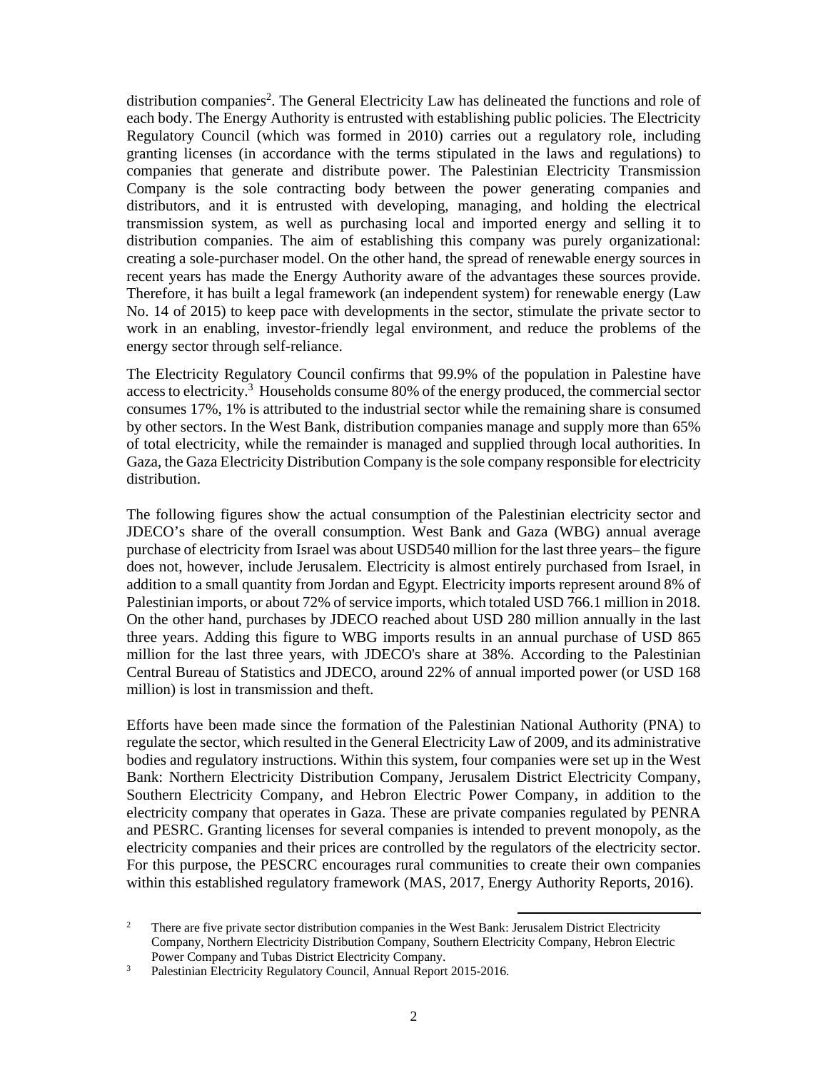distribution companies[2]. The General Electricity Law has delineated the functions and role of each body. The Energy Authority is entrusted with establishing public policies. The Electricity Regulatory Council (which was formed in 2010) carries out a regulatory role, including granting licenses (in accordance with the terms stipulated in the laws and regulations) to companies that generate and distribute power. The Palestinian Electricity Transmission Company is the sole contracting body between the power generating companies and distributors, and it is entrusted with developing, managing, and holding the electrical transmission system, as well as purchasing local and imported energy and selling it to distribution companies. The aim of establishing this company was purely organizational: creating a sole-purchaser model. On the other hand, the spread of renewable energy sources in recent years has made the Energy Authority aware of the advantages these sources provide. Therefore, it has built a legal framework (an independent system) for renewable energy (Law No. 14 of 2015) to keep pace with developments in the sector, stimulate the private sector to work in an enabling, investor-friendly legal environment, and reduce the problems of the energy sector through self-reliance.

The Electricity Regulatory Council confirms that 99.9% of the population in Palestine have access to electricity.[3] Households consume 80% of the energy produced, the commercial sector consumes 17%, 1% is attributed to the industrial sector while the remaining share is consumed by other sectors. In the West Bank, distribution companies manage and supply more than 65% of total electricity, while the remainder is managed and supplied through local authorities. In Gaza, the Gaza Electricity Distribution Company is the sole company responsible for electricity distribution.

The following figures show the actual consumption of the Palestinian electricity sector and JDECO's share of the overall consumption. West Bank and Gaza (WBG) annual average purchase of electricity from Israel was about USD540 million for the last three years– the figure does not, however, include Jerusalem. Electricity is almost entirely purchased from Israel, in addition to a small quantity from Jordan and Egypt. Electricity imports represent around 8% of Palestinian imports, or about 72% of service imports, which totaled USD 766.1 million in 2018. On the other hand, purchases by JDECO reached about USD 280 million annually in the last three years. Adding this figure to WBG imports results in an annual purchase of USD 865 million for the last three years, with JDECO's share at 38%. According to the Palestinian Central Bureau of Statistics and JDECO, around 22% of annual imported power (or USD 168 million) is lost in transmission and theft.

Efforts have been made since the formation of the Palestinian National Authority (PNA) to regulate the sector, which resulted in the General Electricity Law of 2009, and its administrative bodies and regulatory instructions. Within this system, four companies were set up in the West Bank: Northern Electricity Distribution Company, Jerusalem District Electricity Company, Southern Electricity Company, and Hebron Electric Power Company, in addition to the electricity company that operates in Gaza. These are private companies regulated by PENRA and PESRC. Granting licenses for several companies is intended to prevent monopoly, as the electricity companies and their prices are controlled by the regulators of the electricity sector. For this purpose, the PESCRC encourages rural communities to create their own companies within this established regulatory framework (MAS, 2017, Energy Authority Reports, 2016).

[2] There are five private sector distribution companies in the West Bank: Jerusalem District Electricity Company, Northern Electricity Distribution Company, Southern Electricity Company, Hebron Electric Power Company and Tubas District Electricity Company.

[3] Palestinian Electricity Regulatory Council, Annual Report 2015-2016.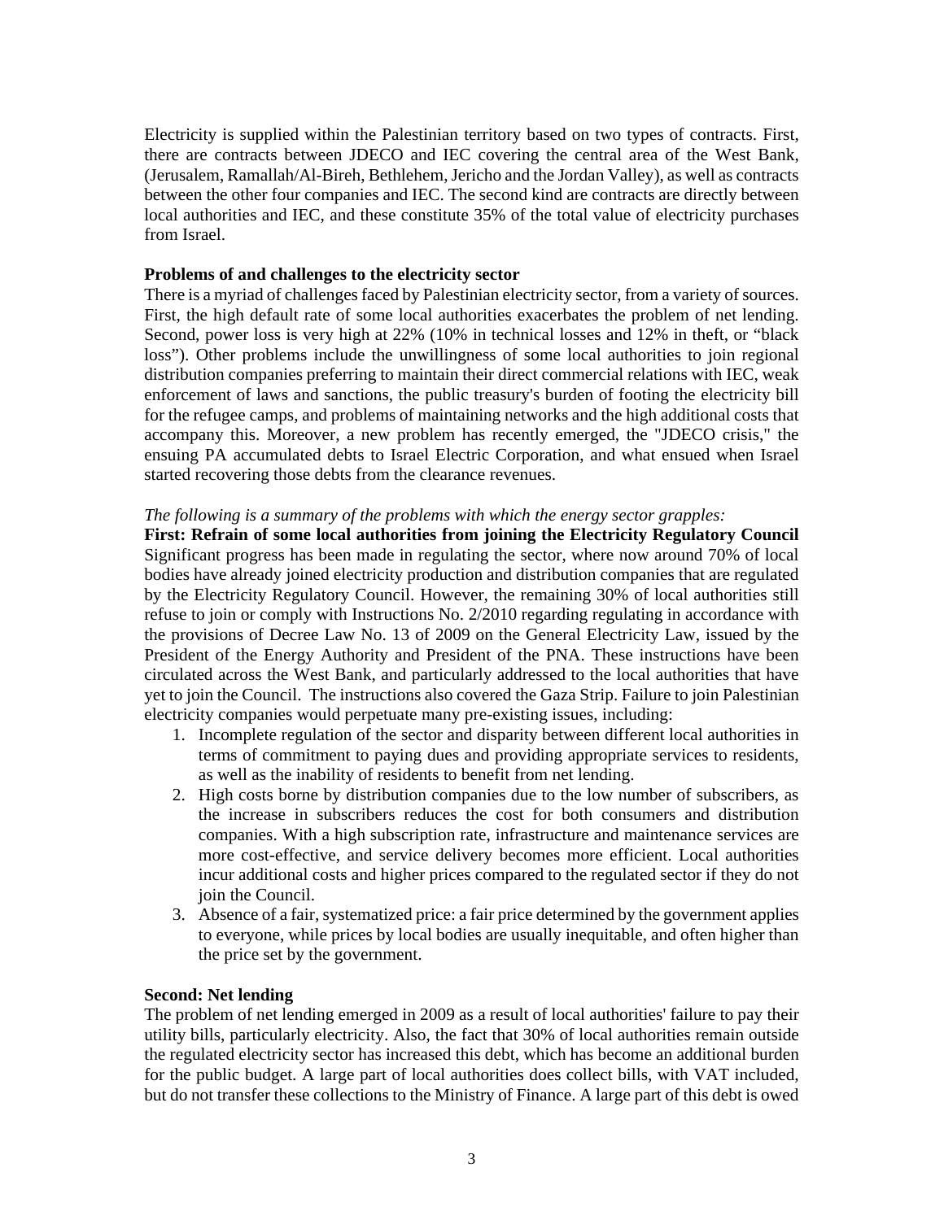Electricity is supplied within the Palestinian territory based on two types of contracts. First, there are contracts between JDECO and IEC covering the central area of the West Bank, (Jerusalem, Ramallah/Al-Bireh, Bethlehem, Jericho and the Jordan Valley), as well as contracts between the other four companies and IEC. The second kind are contracts are directly between local authorities and IEC, and these constitute 35% of the total value of electricity purchases from Israel.

**Problems of and challenges to the electricity sector**

There is a myriad of challenges faced by Palestinian electricity sector, from a variety of sources. First, the high default rate of some local authorities exacerbates the problem of net lending. Second, power loss is very high at 22% (10% in technical losses and 12% in theft, or "black loss"). Other problems include the unwillingness of some local authorities to join regional distribution companies preferring to maintain their direct commercial relations with IEC, weak enforcement of laws and sanctions, the public treasury's burden of footing the electricity bill for the refugee camps, and problems of maintaining networks and the high additional costs that accompany this. Moreover, a new problem has recently emerged, the "JDECO crisis," the ensuing PA accumulated debts to Israel Electric Corporation, and what ensued when Israel started recovering those debts from the clearance revenues.

*The following is a summary of the problems with which the energy sector grapples:*

**First: Refrain of some local authorities from joining the Electricity Regulatory Council**

Significant progress has been made in regulating the sector, where now around 70% of local bodies have already joined electricity production and distribution companies that are regulated by the Electricity Regulatory Council. However, the remaining 30% of local authorities still refuse to join or comply with Instructions No. 2/2010 regarding regulating in accordance with the provisions of Decree Law No. 13 of 2009 on the General Electricity Law, issued by the President of the Energy Authority and President of the PNA. These instructions have been circulated across the West Bank, and particularly addressed to the local authorities that have yet to join the Council. The instructions also covered the Gaza Strip. Failure to join Palestinian electricity companies would perpetuate many pre-existing issues, including:

1. Incomplete regulation of the sector and disparity between different local authorities in terms of commitment to paying dues and providing appropriate services to residents, as well as the inability of residents to benefit from net lending.
2. High costs borne by distribution companies due to the low number of subscribers, as the increase in subscribers reduces the cost for both consumers and distribution companies. With a high subscription rate, infrastructure and maintenance services are more cost-effective, and service delivery becomes more efficient. Local authorities incur additional costs and higher prices compared to the regulated sector if they do not join the Council.
3. Absence of a fair, systematized price: a fair price determined by the government applies to everyone, while prices by local bodies are usually inequitable, and often higher than the price set by the government.

**Second: Net lending**

The problem of net lending emerged in 2009 as a result of local authorities' failure to pay their utility bills, particularly electricity. Also, the fact that 30% of local authorities remain outside the regulated electricity sector has increased this debt, which has become an additional burden for the public budget. A large part of local authorities does collect bills, with VAT included, but do not transfer these collections to the Ministry of Finance. A large part of this debt is owed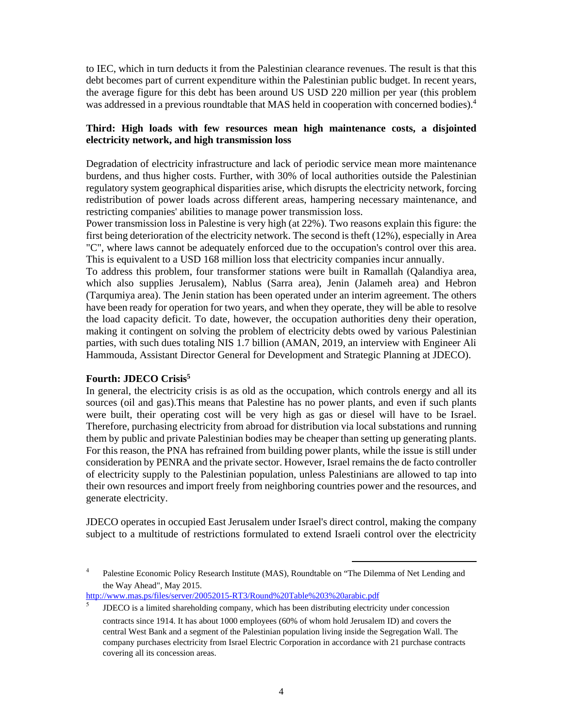to IEC, which in turn deducts it from the Palestinian clearance revenues. The result is that this debt becomes part of current expenditure within the Palestinian public budget. In recent years, the average figure for this debt has been around US USD 220 million per year (this problem was addressed in a previous roundtable that MAS held in cooperation with concerned bodies).[4]

**Third: High loads with few resources mean high maintenance costs, a disjointed electricity network, and high transmission loss**

Degradation of electricity infrastructure and lack of periodic service mean more maintenance burdens, and thus higher costs. Further, with 30% of local authorities outside the Palestinian regulatory system geographical disparities arise, which disrupts the electricity network, forcing redistribution of power loads across different areas, hampering necessary maintenance, and restricting companies' abilities to manage power transmission loss.

Power transmission loss in Palestine is very high (at 22%). Two reasons explain this figure: the first being deterioration of the electricity network. The second is theft (12%), especially in Area "C", where laws cannot be adequately enforced due to the occupation's control over this area. This is equivalent to a USD 168 million loss that electricity companies incur annually.

To address this problem, four transformer stations were built in Ramallah (Qalandiya area, which also supplies Jerusalem), Nablus (Sarra area), Jenin (Jalameh area) and Hebron (Tarqumiya area). The Jenin station has been operated under an interim agreement. The others have been ready for operation for two years, and when they operate, they will be able to resolve the load capacity deficit. To date, however, the occupation authorities deny their operation, making it contingent on solving the problem of electricity debts owed by various Palestinian parties, with such dues totaling NIS 1.7 billion (AMAN, 2019, an interview with Engineer Ali Hammouda, Assistant Director General for Development and Strategic Planning at JDECO).

**Fourth: JDECO Crisis[5]**

In general, the electricity crisis is as old as the occupation, which controls energy and all its sources (oil and gas).This means that Palestine has no power plants, and even if such plants were built, their operating cost will be very high as gas or diesel will have to be Israel. Therefore, purchasing electricity from abroad for distribution via local substations and running them by public and private Palestinian bodies may be cheaper than setting up generating plants. For this reason, the PNA has refrained from building power plants, while the issue is still under consideration by PENRA and the private sector. However, Israel remains the de facto controller of electricity supply to the Palestinian population, unless Palestinians are allowed to tap into their own resources and import freely from neighboring countries power and the resources, and generate electricity.

JDECO operates in occupied East Jerusalem under Israel's direct control, making the company subject to a multitude of restrictions formulated to extend Israeli control over the electricity

---

[4] Palestine Economic Policy Research Institute (MAS), Roundtable on "The Dilemma of Net Lending and the Way Ahead", May 2015. http://www.mas.ps/files/server/20052015-RT3/Round%20Table%203%20arabic.pdf

[5] JDECO is a limited shareholding company, which has been distributing electricity under concession contracts since 1914. It has about 1000 employees (60% of whom hold Jerusalem ID) and covers the central West Bank and a segment of the Palestinian population living inside the Segregation Wall. The company purchases electricity from Israel Electric Corporation in accordance with 21 purchase contracts covering all its concession areas.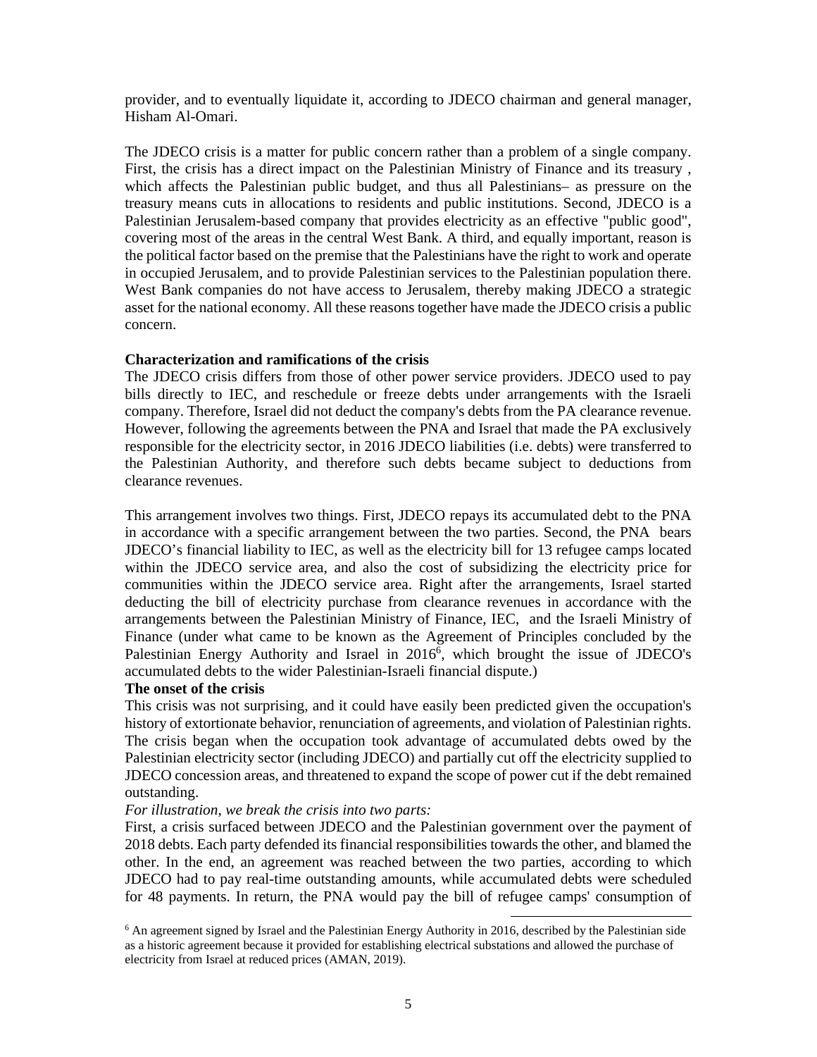provider, and to eventually liquidate it, according to JDECO chairman and general manager, Hisham Al-Omari.

The JDECO crisis is a matter for public concern rather than a problem of a single company. First, the crisis has a direct impact on the Palestinian Ministry of Finance and its treasury , which affects the Palestinian public budget, and thus all Palestinians– as pressure on the treasury means cuts in allocations to residents and public institutions. Second, JDECO is a Palestinian Jerusalem-based company that provides electricity as an effective "public good", covering most of the areas in the central West Bank. A third, and equally important, reason is the political factor based on the premise that the Palestinians have the right to work and operate in occupied Jerusalem, and to provide Palestinian services to the Palestinian population there. West Bank companies do not have access to Jerusalem, thereby making JDECO a strategic asset for the national economy. All these reasons together have made the JDECO crisis a public concern.

**Characterization and ramifications of the crisis**

The JDECO crisis differs from those of other power service providers. JDECO used to pay bills directly to IEC, and reschedule or freeze debts under arrangements with the Israeli company. Therefore, Israel did not deduct the company's debts from the PA clearance revenue. However, following the agreements between the PNA and Israel that made the PA exclusively responsible for the electricity sector, in 2016 JDECO liabilities (i.e. debts) were transferred to the Palestinian Authority, and therefore such debts became subject to deductions from clearance revenues.

This arrangement involves two things. First, JDECO repays its accumulated debt to the PNA in accordance with a specific arrangement between the two parties. Second, the PNA bears JDECO's financial liability to IEC, as well as the electricity bill for 13 refugee camps located within the JDECO service area, and also the cost of subsidizing the electricity price for communities within the JDECO service area. Right after the arrangements, Israel started deducting the bill of electricity purchase from clearance revenues in accordance with the arrangements between the Palestinian Ministry of Finance, IEC, and the Israeli Ministry of Finance (under what came to be known as the Agreement of Principles concluded by the Palestinian Energy Authority and Israel in 2016[6], which brought the issue of JDECO's accumulated debts to the wider Palestinian-Israeli financial dispute.)

**The onset of the crisis**

This crisis was not surprising, and it could have easily been predicted given the occupation's history of extortionate behavior, renunciation of agreements, and violation of Palestinian rights. The crisis began when the occupation took advantage of accumulated debts owed by the Palestinian electricity sector (including JDECO) and partially cut off the electricity supplied to JDECO concession areas, and threatened to expand the scope of power cut if the debt remained outstanding.

*For illustration, we break the crisis into two parts:*

First, a crisis surfaced between JDECO and the Palestinian government over the payment of 2018 debts. Each party defended its financial responsibilities towards the other, and blamed the other. In the end, an agreement was reached between the two parties, according to which JDECO had to pay real-time outstanding amounts, while accumulated debts were scheduled for 48 payments. In return, the PNA would pay the bill of refugee camps' consumption of

[6] An agreement signed by Israel and the Palestinian Energy Authority in 2016, described by the Palestinian side as a historic agreement because it provided for establishing electrical substations and allowed the purchase of electricity from Israel at reduced prices (AMAN, 2019).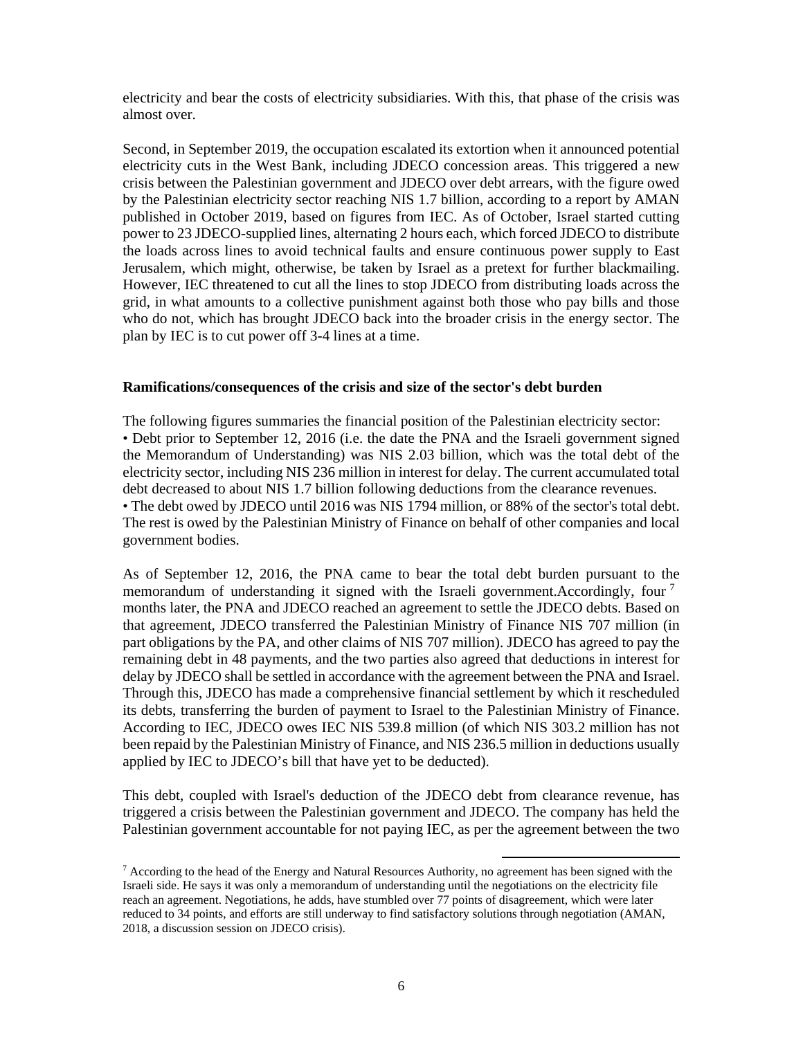electricity and bear the costs of electricity subsidiaries. With this, that phase of the crisis was almost over.

Second, in September 2019, the occupation escalated its extortion when it announced potential electricity cuts in the West Bank, including JDECO concession areas. This triggered a new crisis between the Palestinian government and JDECO over debt arrears, with the figure owed by the Palestinian electricity sector reaching NIS 1.7 billion, according to a report by AMAN published in October 2019, based on figures from IEC. As of October, Israel started cutting power to 23 JDECO-supplied lines, alternating 2 hours each, which forced JDECO to distribute the loads across lines to avoid technical faults and ensure continuous power supply to East Jerusalem, which might, otherwise, be taken by Israel as a pretext for further blackmailing. However, IEC threatened to cut all the lines to stop JDECO from distributing loads across the grid, in what amounts to a collective punishment against both those who pay bills and those who do not, which has brought JDECO back into the broader crisis in the energy sector. The plan by IEC is to cut power off 3-4 lines at a time.

**Ramifications/consequences of the crisis and size of the sector's debt burden**

The following figures summaries the financial position of the Palestinian electricity sector:

- Debt prior to September 12, 2016 (i.e. the date the PNA and the Israeli government signed the Memorandum of Understanding) was NIS 2.03 billion, which was the total debt of the electricity sector, including NIS 236 million in interest for delay. The current accumulated total debt decreased to about NIS 1.7 billion following deductions from the clearance revenues.
- The debt owed by JDECO until 2016 was NIS 1794 million, or 88% of the sector's total debt. The rest is owed by the Palestinian Ministry of Finance on behalf of other companies and local government bodies.

As of September 12, 2016, the PNA came to bear the total debt burden pursuant to the memorandum of understanding it signed with the Israeli government.Accordingly, four [7] months later, the PNA and JDECO reached an agreement to settle the JDECO debts. Based on that agreement, JDECO transferred the Palestinian Ministry of Finance NIS 707 million (in part obligations by the PA, and other claims of NIS 707 million). JDECO has agreed to pay the remaining debt in 48 payments, and the two parties also agreed that deductions in interest for delay by JDECO shall be settled in accordance with the agreement between the PNA and Israel. Through this, JDECO has made a comprehensive financial settlement by which it rescheduled its debts, transferring the burden of payment to Israel to the Palestinian Ministry of Finance. According to IEC, JDECO owes IEC NIS 539.8 million (of which NIS 303.2 million has not been repaid by the Palestinian Ministry of Finance, and NIS 236.5 million in deductions usually applied by IEC to JDECO's bill that have yet to be deducted).

This debt, coupled with Israel's deduction of the JDECO debt from clearance revenue, has triggered a crisis between the Palestinian government and JDECO. The company has held the Palestinian government accountable for not paying IEC, as per the agreement between the two

[7] According to the head of the Energy and Natural Resources Authority, no agreement has been signed with the Israeli side. He says it was only a memorandum of understanding until the negotiations on the electricity file reach an agreement. Negotiations, he adds, have stumbled over 77 points of disagreement, which were later reduced to 34 points, and efforts are still underway to find satisfactory solutions through negotiation (AMAN, 2018, a discussion session on JDECO crisis).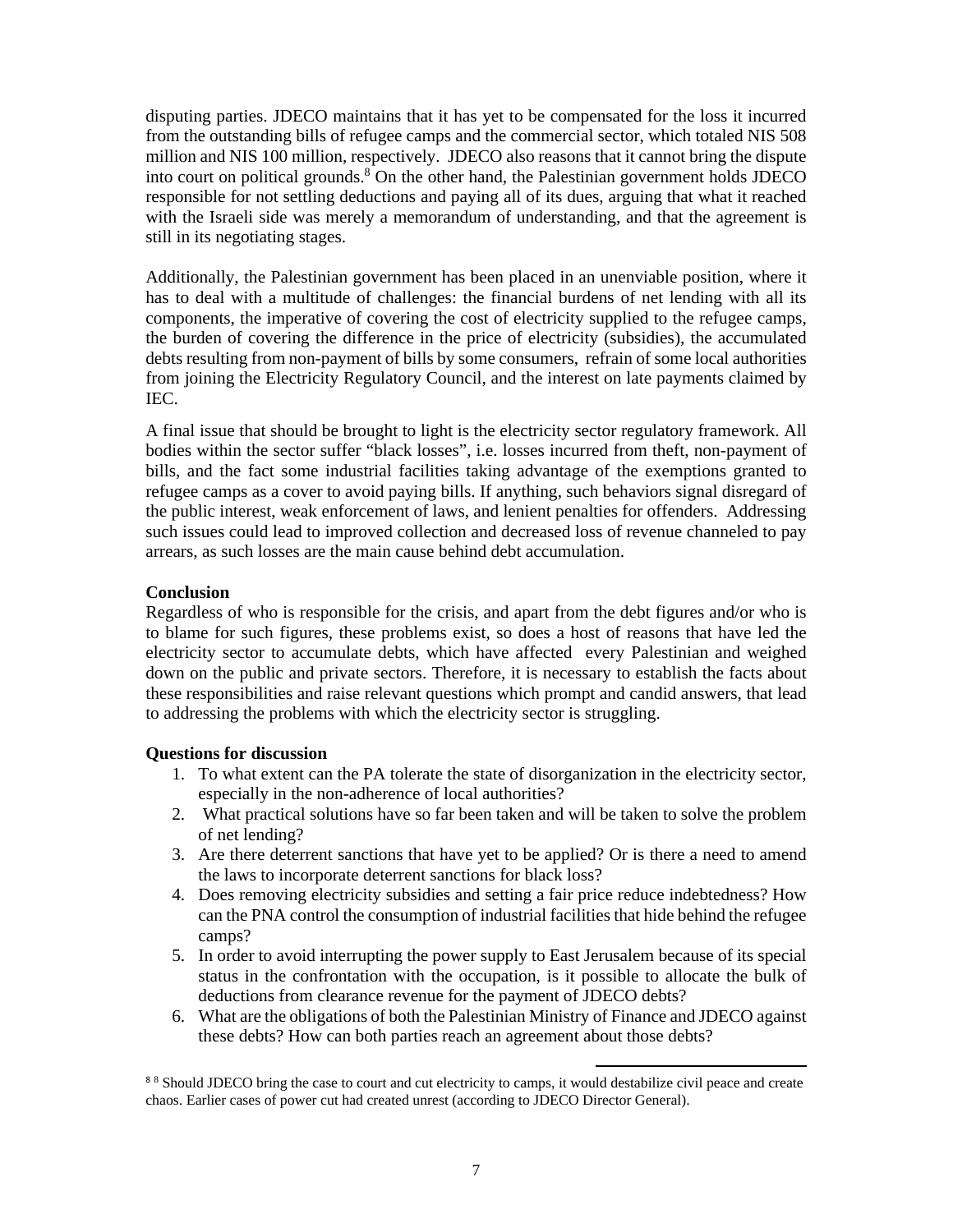disputing parties. JDECO maintains that it has yet to be compensated for the loss it incurred from the outstanding bills of refugee camps and the commercial sector, which totaled NIS 508 million and NIS 100 million, respectively. JDECO also reasons that it cannot bring the dispute into court on political grounds.[8] On the other hand, the Palestinian government holds JDECO responsible for not settling deductions and paying all of its dues, arguing that what it reached with the Israeli side was merely a memorandum of understanding, and that the agreement is still in its negotiating stages.

Additionally, the Palestinian government has been placed in an unenviable position, where it has to deal with a multitude of challenges: the financial burdens of net lending with all its components, the imperative of covering the cost of electricity supplied to the refugee camps, the burden of covering the difference in the price of electricity (subsidies), the accumulated debts resulting from non-payment of bills by some consumers, refrain of some local authorities from joining the Electricity Regulatory Council, and the interest on late payments claimed by IEC.

A final issue that should be brought to light is the electricity sector regulatory framework. All bodies within the sector suffer "black losses", i.e. losses incurred from theft, non-payment of bills, and the fact some industrial facilities taking advantage of the exemptions granted to refugee camps as a cover to avoid paying bills. If anything, such behaviors signal disregard of the public interest, weak enforcement of laws, and lenient penalties for offenders. Addressing such issues could lead to improved collection and decreased loss of revenue channeled to pay arrears, as such losses are the main cause behind debt accumulation.

**Conclusion**

Regardless of who is responsible for the crisis, and apart from the debt figures and/or who is to blame for such figures, these problems exist, so does a host of reasons that have led the electricity sector to accumulate debts, which have affected every Palestinian and weighed down on the public and private sectors. Therefore, it is necessary to establish the facts about these responsibilities and raise relevant questions which prompt and candid answers, that lead to addressing the problems with which the electricity sector is struggling.

**Questions for discussion**

1. To what extent can the PA tolerate the state of disorganization in the electricity sector, especially in the non-adherence of local authorities?
2. What practical solutions have so far been taken and will be taken to solve the problem of net lending?
3. Are there deterrent sanctions that have yet to be applied? Or is there a need to amend the laws to incorporate deterrent sanctions for black loss?
4. Does removing electricity subsidies and setting a fair price reduce indebtedness? How can the PNA control the consumption of industrial facilities that hide behind the refugee camps?
5. In order to avoid interrupting the power supply to East Jerusalem because of its special status in the confrontation with the occupation, is it possible to allocate the bulk of deductions from clearance revenue for the payment of JDECO debts?
6. What are the obligations of both the Palestinian Ministry of Finance and JDECO against these debts? How can both parties reach an agreement about those debts?

---

[8] [8] Should JDECO bring the case to court and cut electricity to camps, it would destabilize civil peace and create chaos. Earlier cases of power cut had created unrest (according to JDECO Director General).